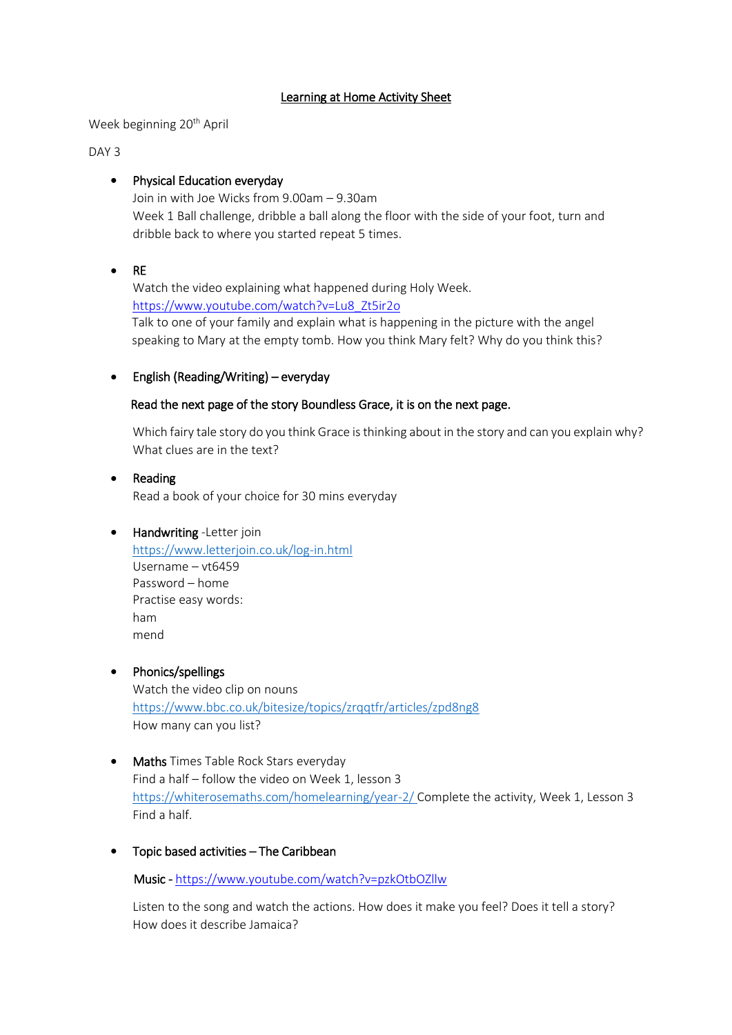# Learning at Home Activity Sheet

Week beginning 20th April

DAY 3

- **Physical Education everyday**
  Join in with Joe Wicks from 9.00am – 9.30am
  Week 1 Ball challenge, dribble a ball along the floor with the side of your foot, turn and dribble back to where you started repeat 5 times.

- **RE**
  Watch the video explaining what happened during Holy Week.
  https://www.youtube.com/watch?v=Lu8_Zt5ir2o
  Talk to one of your family and explain what is happening in the picture with the angel speaking to Mary at the empty tomb. How you think Mary felt? Why do you think this?

- **English (Reading/Writing) – everyday**

  **Read the next page of the story Boundless Grace, it is on the next page.**

  Which fairy tale story do you think Grace is thinking about in the story and can you explain why? What clues are in the text?

- **Reading**
  Read a book of your choice for 30 mins everyday

- **Handwriting** -Letter join
  https://www.letterjoin.co.uk/log-in.html
  Username – vt6459
  Password – home
  Practise easy words:
  ham
  mend

- **Phonics/spellings**
  Watch the video clip on nouns
  https://www.bbc.co.uk/bitesize/topics/zrqqtfr/articles/zpd8ng8
  How many can you list?

- **Maths** Times Table Rock Stars everyday
  Find a half – follow the video on Week 1, lesson 3
  https://whiterosemaths.com/homelearning/year-2/ Complete the activity, Week 1, Lesson 3 Find a half.

- **Topic based activities – The Caribbean**

  **Music** - https://www.youtube.com/watch?v=pzkOtbOZllw

  Listen to the song and watch the actions. How does it make you feel? Does it tell a story? How does it describe Jamaica?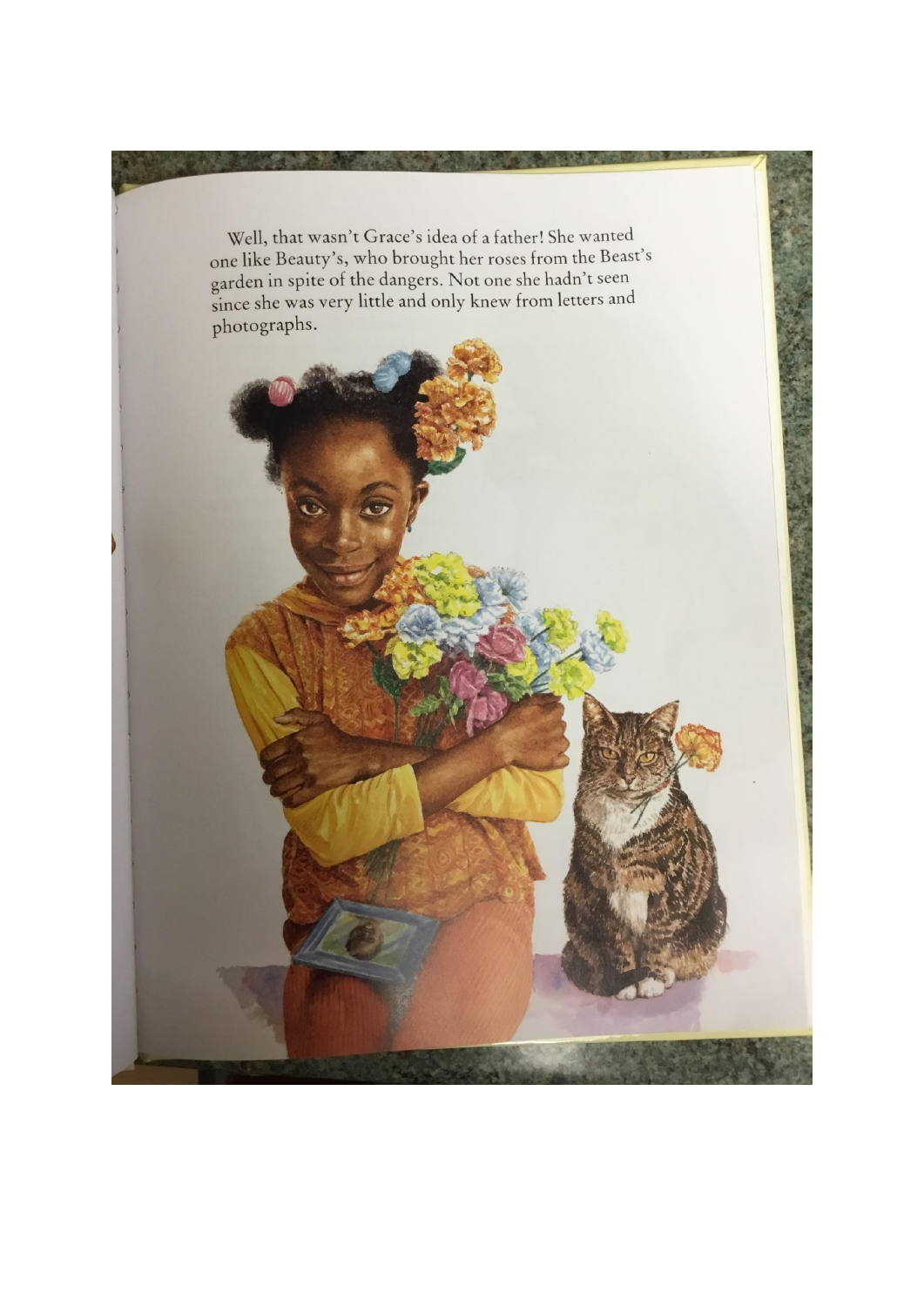Well, that wasn't Grace's idea of a father! She wanted one like Beauty's, who brought her roses from the Beast's garden in spite of the dangers. Not one she hadn't seen since she was very little and only knew from letters and photographs.